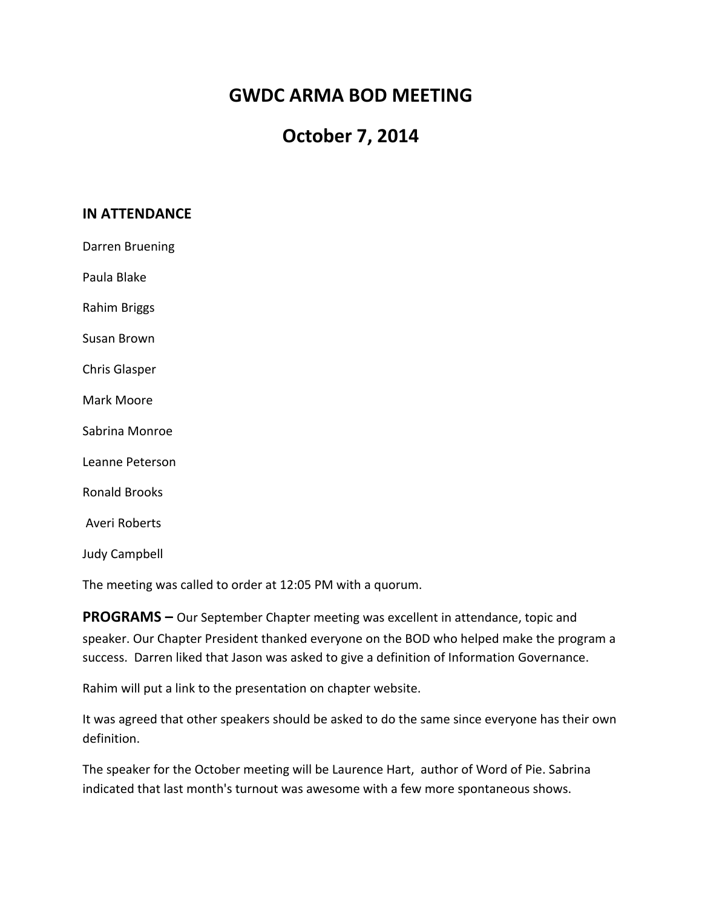# GWDC ARMA BOD MEETING

# October 7, 2014

## IN ATTENDANCE

Darren Bruening

Paula Blake

Rahim Briggs

Susan Brown

Chris Glasper

Mark Moore

Sabrina Monroe

Leanne Peterson

Ronald Brooks

Averi Roberts

Judy Campbell

The meeting was called to order at 12:05 PM with a quorum.

**PROGRAMS –** Our September Chapter meeting was excellent in attendance, topic and speaker. Our Chapter President thanked everyone on the BOD who helped make the program a success. Darren liked that Jason was asked to give a definition of Information Governance.

Rahim will put a link to the presentation on chapter website.

It was agreed that other speakers should be asked to do the same since everyone has their own definition.

The speaker for the October meeting will be Laurence Hart, author of Word of Pie. Sabrina indicated that last month's turnout was awesome with a few more spontaneous shows.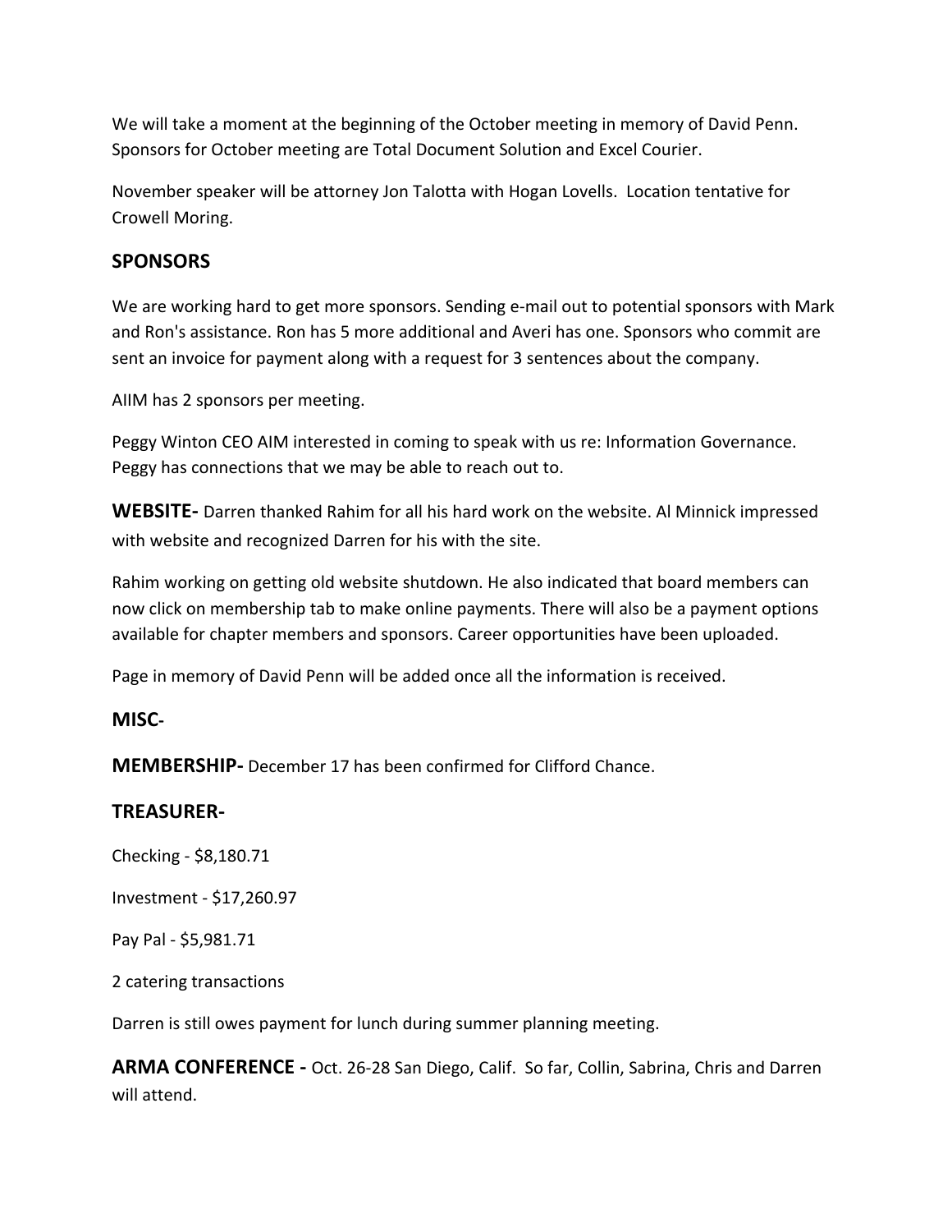We will take a moment at the beginning of the October meeting in memory of David Penn. Sponsors for October meeting are Total Document Solution and Excel Courier.

November speaker will be attorney Jon Talotta with Hogan Lovells. Location tentative for Crowell Moring.

## SPONSORS

We are working hard to get more sponsors. Sending e-mail out to potential sponsors with Mark and Ron's assistance. Ron has 5 more additional and Averi has one. Sponsors who commit are sent an invoice for payment along with a request for 3 sentences about the company.

AIIM has 2 sponsors per meeting.

Peggy Winton CEO AIM interested in coming to speak with us re: Information Governance. Peggy has connections that we may be able to reach out to.

**WEBSITE-** Darren thanked Rahim for all his hard work on the website. Al Minnick impressed with website and recognized Darren for his with the site.

Rahim working on getting old website shutdown. He also indicated that board members can now click on membership tab to make online payments. There will also be a payment options available for chapter members and sponsors. Career opportunities have been uploaded.

Page in memory of David Penn will be added once all the information is received.

**MISC-**

**MEMBERSHIP-** December 17 has been confirmed for Clifford Chance.

## TREASURER-

Checking - $8,180.71

Investment - $17,260.97

Pay Pal - $5,981.71

2 catering transactions

Darren is still owes payment for lunch during summer planning meeting.

**ARMA CONFERENCE -** Oct. 26-28 San Diego, Calif. So far, Collin, Sabrina, Chris and Darren will attend.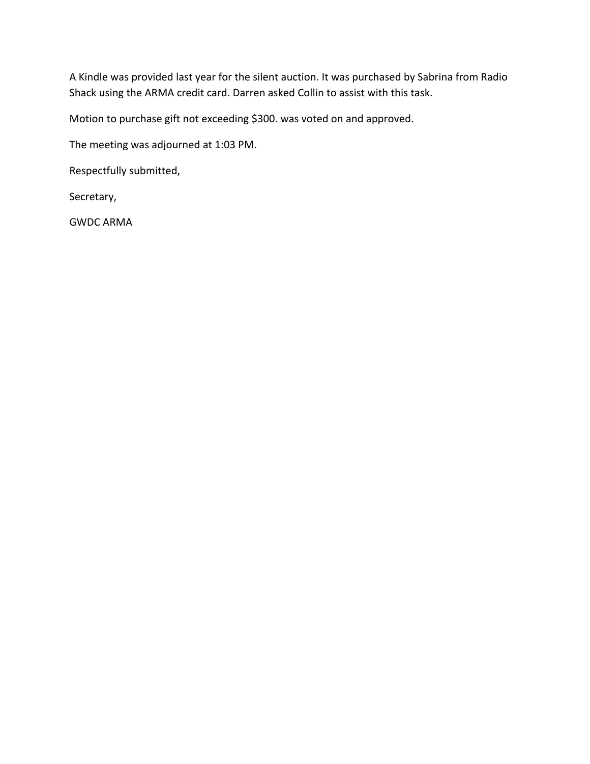A Kindle was provided last year for the silent auction. It was purchased by Sabrina from Radio Shack using the ARMA credit card. Darren asked Collin to assist with this task.

Motion to purchase gift not exceeding $300. was voted on and approved.

The meeting was adjourned at 1:03 PM.

Respectfully submitted,

Secretary,

GWDC ARMA